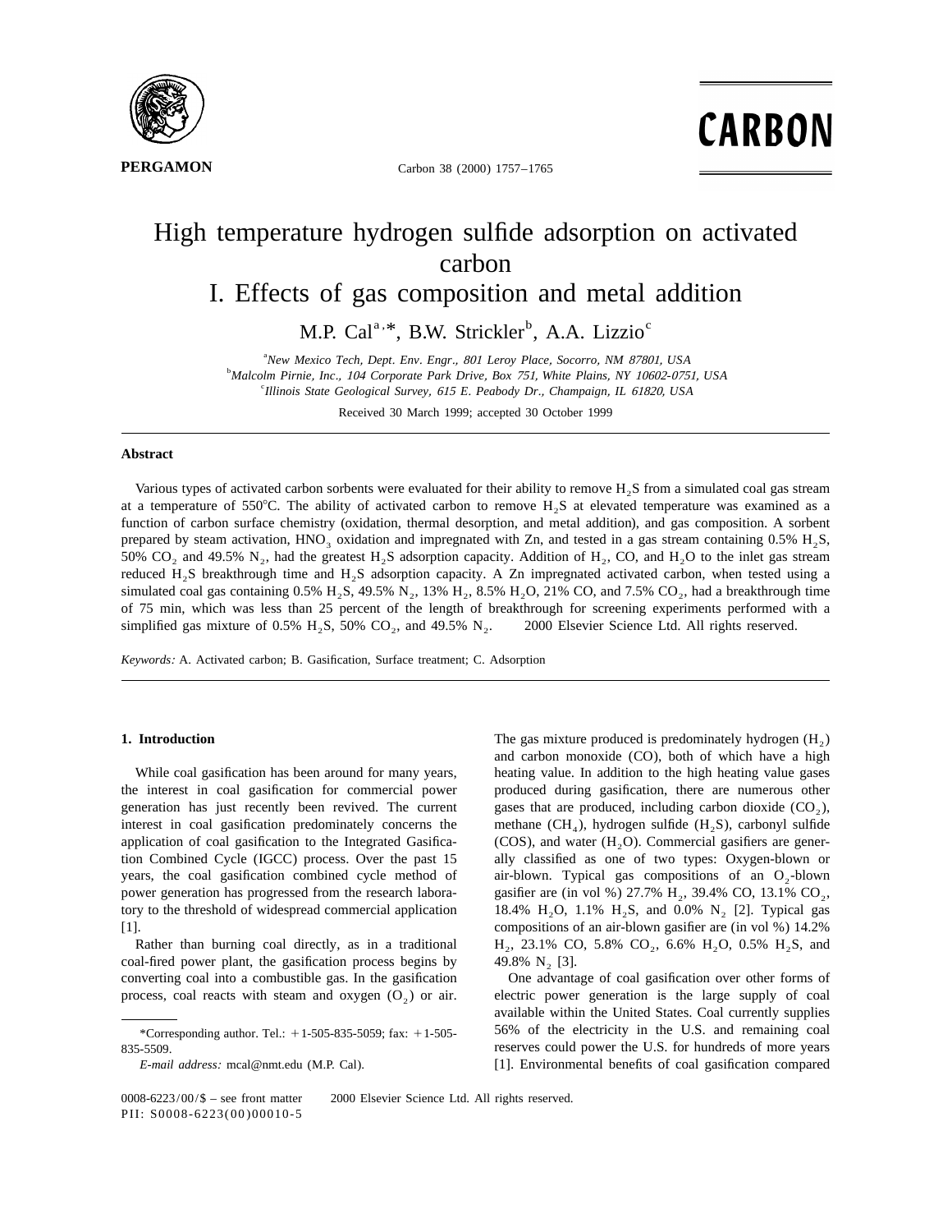# High temperature hydrogen sulfide adsorption on activated carbon

# I. Effects of gas composition and metal addition

M.P. Cal[a,*], B.W. Strickler[b], A.A. Lizzio[c]

[a] *New Mexico Tech, Dept. Env. Engr., 801 Leroy Place, Socorro, NM 87801, USA*
[b] *Malcolm Pirnie, Inc., 104 Corporate Park Drive, Box 751, White Plains, NY 10602-0751, USA*
[c] *Illinois State Geological Survey, 615 E. Peabody Dr., Champaign, IL 61820, USA*

Received 30 March 1999; accepted 30 October 1999

## Abstract

Various types of activated carbon sorbents were evaluated for their ability to remove $H_2S$ from a simulated coal gas stream at a temperature of 550°C. The ability of activated carbon to remove $H_2S$ at elevated temperature was examined as a function of carbon surface chemistry (oxidation, thermal desorption, and metal addition), and gas composition. A sorbent prepared by steam activation, $HNO_3$ oxidation and impregnated with Zn, and tested in a gas stream containing 0.5% $H_2S$, 50% $CO_2$ and 49.5% $N_2$, had the greatest $H_2S$ adsorption capacity. Addition of $H_2$, CO, and $H_2O$ to the inlet gas stream reduced $H_2S$ breakthrough time and $H_2S$ adsorption capacity. A Zn impregnated activated carbon, when tested using a simulated coal gas containing 0.5% $H_2S$, 49.5% $N_2$, 13% $H_2$, 8.5% $H_2O$, 21% CO, and 7.5% $CO_2$, had a breakthrough time of 75 min, which was less than 25 percent of the length of breakthrough for screening experiments performed with a simplified gas mixture of 0.5% $H_2S$, 50% $CO_2$, and 49.5% $N_2$. © 2000 Elsevier Science Ltd. All rights reserved.

*Keywords:* A. Activated carbon; B. Gasification, Surface treatment; C. Adsorption

## 1. Introduction

While coal gasification has been around for many years, the interest in coal gasification for commercial power generation has just recently been revived. The current interest in coal gasification predominately concerns the application of coal gasification to the Integrated Gasification Combined Cycle (IGCC) process. Over the past 15 years, the coal gasification combined cycle method of power generation has progressed from the research laboratory to the threshold of widespread commercial application [1].

Rather than burning coal directly, as in a traditional coal-fired power plant, the gasification process begins by converting coal into a combustible gas. In the gasification process, coal reacts with steam and oxygen ($O_2$) or air. The gas mixture produced is predominately hydrogen ($H_2$) and carbon monoxide (CO), both of which have a high heating value. In addition to the high heating value gases produced during gasification, there are numerous other gases that are produced, including carbon dioxide ($CO_2$), methane ($CH_4$), hydrogen sulfide ($H_2S$), carbonyl sulfide (COS), and water ($H_2O$). Commercial gasifiers are generally classified as one of two types: Oxygen-blown or air-blown. Typical gas compositions of an $O_2$-blown gasifier are (in vol %) 27.7% $H_2$, 39.4% CO, 13.1% $CO_2$, 18.4% $H_2O$, 1.1% $H_2S$, and 0.0% $N_2$ [2]. Typical gas compositions of an air-blown gasifier are (in vol %) 14.2% $H_2$, 23.1% CO, 5.8% $CO_2$, 6.6% $H_2O$, 0.5% $H_2S$, and 49.8% $N_2$ [3].

One advantage of coal gasification over other forms of electric power generation is the large supply of coal available within the United States. Coal currently supplies 56% of the electricity in the U.S. and remaining coal reserves could power the U.S. for hundreds of more years [1]. Environmental benefits of coal gasification compared

*Corresponding author. Tel.: +1-505-835-5059; fax: +1-505-835-5509.
*E-mail address:* mcal@nmt.edu (M.P. Cal).

0008-6223/00/$ – see front matter © 2000 Elsevier Science Ltd. All rights reserved.
PII: S0008-6223(00)00010-5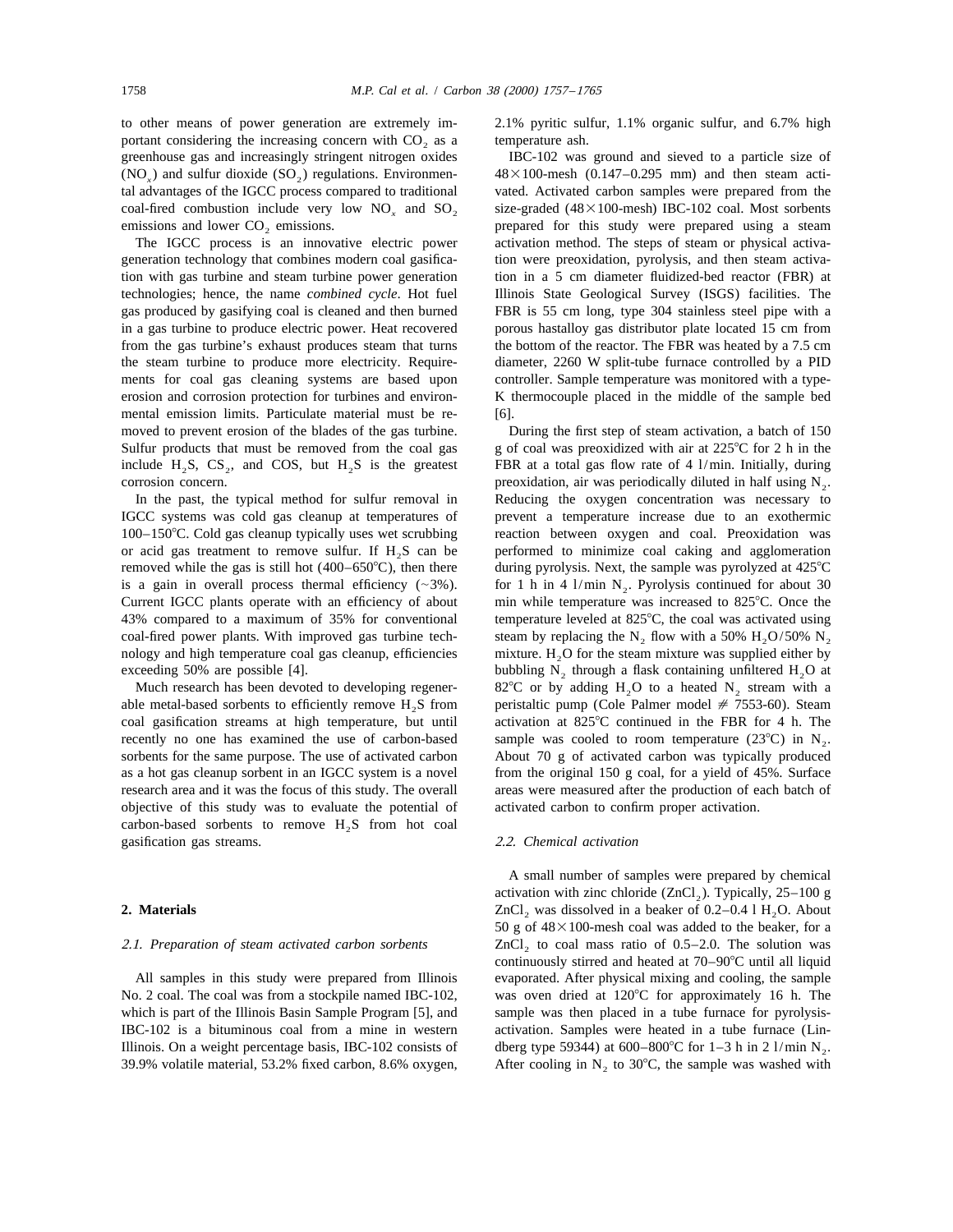to other means of power generation are extremely important considering the increasing concern with $CO_2$ as a greenhouse gas and increasingly stringent nitrogen oxides ($NO_x$) and sulfur dioxide ($SO_2$) regulations. Environmental advantages of the IGCC process compared to traditional coal-fired combustion include very low $NO_x$ and $SO_2$ emissions and lower $CO_2$ emissions.

The IGCC process is an innovative electric power generation technology that combines modern coal gasification with gas turbine and steam turbine power generation technologies; hence, the name *combined cycle*. Hot fuel gas produced by gasifying coal is cleaned and then burned in a gas turbine to produce electric power. Heat recovered from the gas turbine's exhaust produces steam that turns the steam turbine to produce more electricity. Requirements for coal gas cleaning systems are based upon erosion and corrosion protection for turbines and environmental emission limits. Particulate material must be removed to prevent erosion of the blades of the gas turbine. Sulfur products that must be removed from the coal gas include $H_2S$, $CS_2$, and COS, but $H_2S$ is the greatest corrosion concern.

In the past, the typical method for sulfur removal in IGCC systems was cold gas cleanup at temperatures of 100–150°C. Cold gas cleanup typically uses wet scrubbing or acid gas treatment to remove sulfur. If $H_2S$ can be removed while the gas is still hot (400–650°C), then there is a gain in overall process thermal efficiency (~3%). Current IGCC plants operate with an efficiency of about 43% compared to a maximum of 35% for conventional coal-fired power plants. With improved gas turbine technology and high temperature coal gas cleanup, efficiencies exceeding 50% are possible [4].

Much research has been devoted to developing regenerable metal-based sorbents to efficiently remove $H_2S$ from coal gasification streams at high temperature, but until recently no one has examined the use of carbon-based sorbents for the same purpose. The use of activated carbon as a hot gas cleanup sorbent in an IGCC system is a novel research area and it was the focus of this study. The overall objective of this study was to evaluate the potential of carbon-based sorbents to remove $H_2S$ from hot coal gasification gas streams.

## 2. Materials

### 2.1. Preparation of steam activated carbon sorbents

All samples in this study were prepared from Illinois No. 2 coal. The coal was from a stockpile named IBC-102, which is part of the Illinois Basin Sample Program [5], and IBC-102 is a bituminous coal from a mine in western Illinois. On a weight percentage basis, IBC-102 consists of 39.9% volatile material, 53.2% fixed carbon, 8.6% oxygen, 2.1% pyritic sulfur, 1.1% organic sulfur, and 6.7% high temperature ash.

IBC-102 was ground and sieved to a particle size of 48×100-mesh (0.147–0.295 mm) and then steam activated. Activated carbon samples were prepared from the size-graded (48×100-mesh) IBC-102 coal. Most sorbents prepared for this study were prepared using a steam activation method. The steps of steam or physical activation were preoxidation, pyrolysis, and then steam activation in a 5 cm diameter fluidized-bed reactor (FBR) at Illinois State Geological Survey (ISGS) facilities. The FBR is 55 cm long, type 304 stainless steel pipe with a porous hastalloy gas distributor plate located 15 cm from the bottom of the reactor. The FBR was heated by a 7.5 cm diameter, 2260 W split-tube furnace controlled by a PID controller. Sample temperature was monitored with a type-K thermocouple placed in the middle of the sample bed [6].

During the first step of steam activation, a batch of 150 g of coal was preoxidized with air at 225°C for 2 h in the FBR at a total gas flow rate of 4 l/min. Initially, during preoxidation, air was periodically diluted in half using $N_2$. Reducing the oxygen concentration was necessary to prevent a temperature increase due to an exothermic reaction between oxygen and coal. Preoxidation was performed to minimize coal caking and agglomeration during pyrolysis. Next, the sample was pyrolyzed at 425°C for 1 h in 4 l/min $N_2$. Pyrolysis continued for about 30 min while temperature was increased to 825°C. Once the temperature leveled at 825°C, the coal was activated using steam by replacing the $N_2$ flow with a 50% $H_2O$/50% $N_2$ mixture. $H_2O$ for the steam mixture was supplied either by bubbling $N_2$ through a flask containing unfiltered $H_2O$ at 82°C or by adding $H_2O$ to a heated $N_2$ stream with a peristaltic pump (Cole Palmer model # 7553-60). Steam activation at 825°C continued in the FBR for 4 h. The sample was cooled to room temperature (23°C) in $N_2$. About 70 g of activated carbon was typically produced from the original 150 g coal, for a yield of 45%. Surface areas were measured after the production of each batch of activated carbon to confirm proper activation.

### 2.2. Chemical activation

A small number of samples were prepared by chemical activation with zinc chloride ($ZnCl_2$). Typically, 25–100 g $ZnCl_2$ was dissolved in a beaker of 0.2–0.4 l $H_2O$. About 50 g of 48×100-mesh coal was added to the beaker, for a $ZnCl_2$ to coal mass ratio of 0.5–2.0. The solution was continuously stirred and heated at 70–90°C until all liquid evaporated. After physical mixing and cooling, the sample was oven dried at 120°C for approximately 16 h. The sample was then placed in a tube furnace for pyrolysis-activation. Samples were heated in a tube furnace (Lindberg type 59344) at 600–800°C for 1–3 h in 2 l/min $N_2$. After cooling in $N_2$ to 30°C, the sample was washed with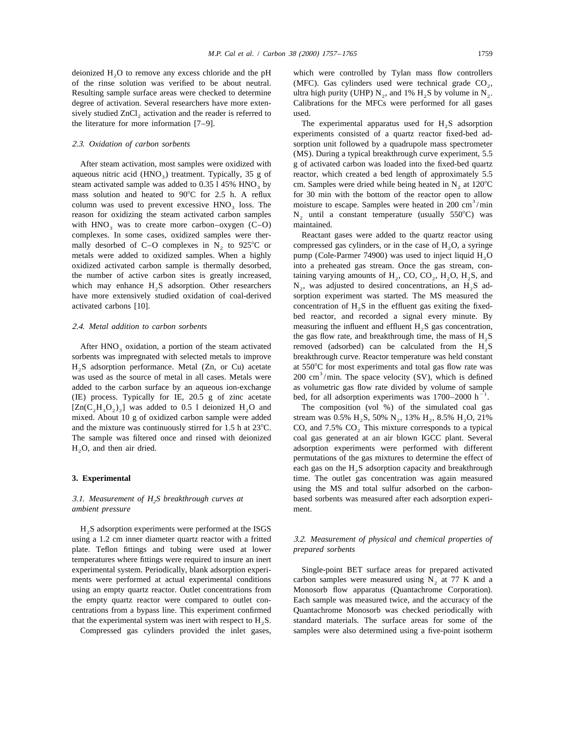deionized $H_2O$ to remove any excess chloride and the pH of the rinse solution was verified to be about neutral. Resulting sample surface areas were checked to determine degree of activation. Several researchers have more extensively studied $ZnCl_2$ activation and the reader is referred to the literature for more information [7–9].

### 2.3. Oxidation of carbon sorbents

After steam activation, most samples were oxidized with aqueous nitric acid ($HNO_3$) treatment. Typically, 35 g of steam activated sample was added to 0.35 l 45% $HNO_3$ by mass solution and heated to 90°C for 2.5 h. A reflux column was used to prevent excessive $HNO_3$ loss. The reason for oxidizing the steam activated carbon samples with $HNO_3$ was to create more carbon–oxygen (C–O) complexes. In some cases, oxidized samples were thermally desorbed of C–O complexes in $N_2$ to 925°C or metals were added to oxidized samples. When a highly oxidized activated carbon sample is thermally desorbed, the number of active carbon sites is greatly increased, which may enhance $H_2S$ adsorption. Other researchers have more extensively studied oxidation of coal-derived activated carbons [10].

### 2.4. Metal addition to carbon sorbents

After $HNO_3$ oxidation, a portion of the steam activated sorbents was impregnated with selected metals to improve $H_2S$ adsorption performance. Metal (Zn, or Cu) acetate was used as the source of metal in all cases. Metals were added to the carbon surface by an aqueous ion-exchange (IE) process. Typically for IE, 20.5 g of zinc acetate [$Zn(C_2H_3O_2)_2$] was added to 0.5 l deionized $H_2O$ and mixed. About 10 g of oxidized carbon sample were added and the mixture was continuously stirred for 1.5 h at 23°C. The sample was filtered once and rinsed with deionized $H_2O$, and then air dried.

## 3. Experimental

### 3.1. Measurement of $H_2S$ breakthrough curves at ambient pressure

$H_2S$ adsorption experiments were performed at the ISGS using a 1.2 cm inner diameter quartz reactor with a fritted plate. Teflon fittings and tubing were used at lower temperatures where fittings were required to insure an inert experimental system. Periodically, blank adsorption experiments were performed at actual experimental conditions using an empty quartz reactor. Outlet concentrations from the empty quartz reactor were compared to outlet concentrations from a bypass line. This experiment confirmed that the experimental system was inert with respect to $H_2S$.

Compressed gas cylinders provided the inlet gases, which were controlled by Tylan mass flow controllers (MFC). Gas cylinders used were technical grade $CO_2$, ultra high purity (UHP) $N_2$, and 1% $H_2S$ by volume in $N_2$. Calibrations for the MFCs were performed for all gases used.

The experimental apparatus used for $H_2S$ adsorption experiments consisted of a quartz reactor fixed-bed adsorption unit followed by a quadrupole mass spectrometer (MS). During a typical breakthrough curve experiment, 5.5 g of activated carbon was loaded into the fixed-bed quartz reactor, which created a bed length of approximately 5.5 cm. Samples were dried while being heated in $N_2$ at 120°C for 30 min with the bottom of the reactor open to allow moisture to escape. Samples were heated in 200 $cm^3$/min $N_2$ until a constant temperature (usually 550°C) was maintained.

Reactant gases were added to the quartz reactor using compressed gas cylinders, or in the case of $H_2O$, a syringe pump (Cole-Parmer 74900) was used to inject liquid $H_2O$ into a preheated gas stream. Once the gas stream, containing varying amounts of $H_2$, CO, $CO_2$, $H_2O$, $H_2S$, and $N_2$, was adjusted to desired concentrations, an $H_2S$ adsorption experiment was started. The MS measured the concentration of $H_2S$ in the effluent gas exiting the fixed-bed reactor, and recorded a signal every minute. By measuring the influent and effluent $H_2S$ gas concentration, the gas flow rate, and breakthrough time, the mass of $H_2S$ removed (adsorbed) can be calculated from the $H_2S$ breakthrough curve. Reactor temperature was held constant at 550°C for most experiments and total gas flow rate was 200 $cm^3$/min. The space velocity (SV), which is defined as volumetric gas flow rate divided by volume of sample bed, for all adsorption experiments was 1700–2000 $h^{-1}$.

The composition (vol %) of the simulated coal gas stream was 0.5% $H_2S$, 50% $N_2$, 13% $H_2$, 8.5% $H_2O$, 21% CO, and 7.5% $CO_2$. This mixture corresponds to a typical coal gas generated at an air blown IGCC plant. Several adsorption experiments were performed with different permutations of the gas mixtures to determine the effect of each gas on the $H_2S$ adsorption capacity and breakthrough time. The outlet gas concentration was again measured using the MS and total sulfur adsorbed on the carbon-based sorbents was measured after each adsorption experiment.

### 3.2. Measurement of physical and chemical properties of prepared sorbents

Single-point BET surface areas for prepared activated carbon samples were measured using $N_2$ at 77 K and a Monosorb flow apparatus (Quantachrome Corporation). Each sample was measured twice, and the accuracy of the Quantachrome Monosorb was checked periodically with standard materials. The surface areas for some of the samples were also determined using a five-point isotherm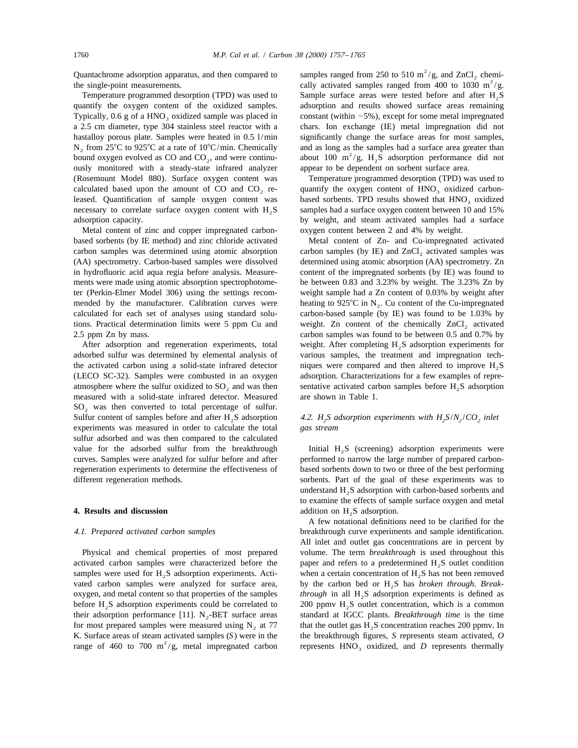Quantachrome adsorption apparatus, and then compared to the single-point measurements.

Temperature programmed desorption (TPD) was used to quantify the oxygen content of the oxidized samples. Typically, 0.6 g of a $HNO_3$ oxidized sample was placed in a 2.5 cm diameter, type 304 stainless steel reactor with a hastalloy porous plate. Samples were heated in 0.5 l/min $N_2$ from 25°C to 925°C at a rate of 10°C/min. Chemically bound oxygen evolved as CO and $CO_2$, and were continuously monitored with a steady-state infrared analyzer (Rosemount Model 880). Surface oxygen content was calculated based upon the amount of CO and $CO_2$ released. Quantification of sample oxygen content was necessary to correlate surface oxygen content with $H_2S$ adsorption capacity.

Metal content of zinc and copper impregnated carbon-based sorbents (by IE method) and zinc chloride activated carbon samples was determined using atomic absorption (AA) spectrometry. Carbon-based samples were dissolved in hydrofluoric acid aqua regia before analysis. Measurements were made using atomic absorption spectrophotometer (Perkin-Elmer Model 306) using the settings recommended by the manufacturer. Calibration curves were calculated for each set of analyses using standard solutions. Practical determination limits were 5 ppm Cu and 2.5 ppm Zn by mass.

After adsorption and regeneration experiments, total adsorbed sulfur was determined by elemental analysis of the activated carbon using a solid-state infrared detector (LECO SC-32). Samples were combusted in an oxygen atmosphere where the sulfur oxidized to $SO_2$ and was then measured with a solid-state infrared detector. Measured $SO_2$ was then converted to total percentage of sulfur. Sulfur content of samples before and after $H_2S$ adsorption experiments was measured in order to calculate the total sulfur adsorbed and was then compared to the calculated value for the adsorbed sulfur from the breakthrough curves. Samples were analyzed for sulfur before and after regeneration experiments to determine the effectiveness of different regeneration methods.

## 4. Results and discussion

### *4.1. Prepared activated carbon samples*

Physical and chemical properties of most prepared activated carbon samples were characterized before the samples were used for $H_2S$ adsorption experiments. Activated carbon samples were analyzed for surface area, oxygen, and metal content so that properties of the samples before $H_2S$ adsorption experiments could be correlated to their adsorption performance [11]. $N_2$-BET surface areas for most prepared samples were measured using $N_2$ at 77 K. Surface areas of steam activated samples (*S*) were in the range of 460 to 700 $m^2/g$, metal impregnated carbon samples ranged from 250 to 510 $m^2/g$, and $ZnCl_2$ chemically activated samples ranged from 400 to 1030 $m^2/g$. Sample surface areas were tested before and after $H_2S$ adsorption and results showed surface areas remaining constant (within ~5%), except for some metal impregnated chars. Ion exchange (IE) metal impregnation did not significantly change the surface areas for most samples, and as long as the samples had a surface area greater than about 100 $m^2/g$, $H_2S$ adsorption performance did not appear to be dependent on sorbent surface area.

Temperature programmed desorption (TPD) was used to quantify the oxygen content of $HNO_3$ oxidized carbon-based sorbents. TPD results showed that $HNO_3$ oxidized samples had a surface oxygen content between 10 and 15% by weight, and steam activated samples had a surface oxygen content between 2 and 4% by weight.

Metal content of Zn- and Cu-impregnated activated carbon samples (by IE) and $ZnCl_2$ activated samples was determined using atomic absorption (AA) spectrometry. Zn content of the impregnated sorbents (by IE) was found to be between 0.83 and 3.23% by weight. The 3.23% Zn by weight sample had a Zn content of 0.03% by weight after heating to 925°C in $N_2$. Cu content of the Cu-impregnated carbon-based sample (by IE) was found to be 1.03% by weight. Zn content of the chemically $ZnCl_2$ activated carbon samples was found to be between 0.5 and 0.7% by weight. After completing $H_2S$ adsorption experiments for various samples, the treatment and impregnation techniques were compared and then altered to improve $H_2S$ adsorption. Characterizations for a few examples of representative activated carbon samples before $H_2S$ adsorption are shown in Table 1.

### *4.2. $H_2S$ adsorption experiments with $H_2S/N_2/CO_2$ inlet gas stream*

Initial $H_2S$ (screening) adsorption experiments were performed to narrow the large number of prepared carbon-based sorbents down to two or three of the best performing sorbents. Part of the goal of these experiments was to understand $H_2S$ adsorption with carbon-based sorbents and to examine the effects of sample surface oxygen and metal addition on $H_2S$ adsorption.

A few notational definitions need to be clarified for the breakthrough curve experiments and sample identification. All inlet and outlet gas concentrations are in percent by volume. The term *breakthrough* is used throughout this paper and refers to a predetermined $H_2S$ outlet condition when a certain concentration of $H_2S$ has not been removed by the carbon bed or $H_2S$ has *broken through*. *Breakthrough* in all $H_2S$ adsorption experiments is defined as 200 ppmv $H_2S$ outlet concentration, which is a common standard at IGCC plants. *Breakthrough time* is the time that the outlet gas $H_2S$ concentration reaches 200 ppmv. In the breakthrough figures, *S* represents steam activated, *O* represents $HNO_3$ oxidized, and *D* represents thermally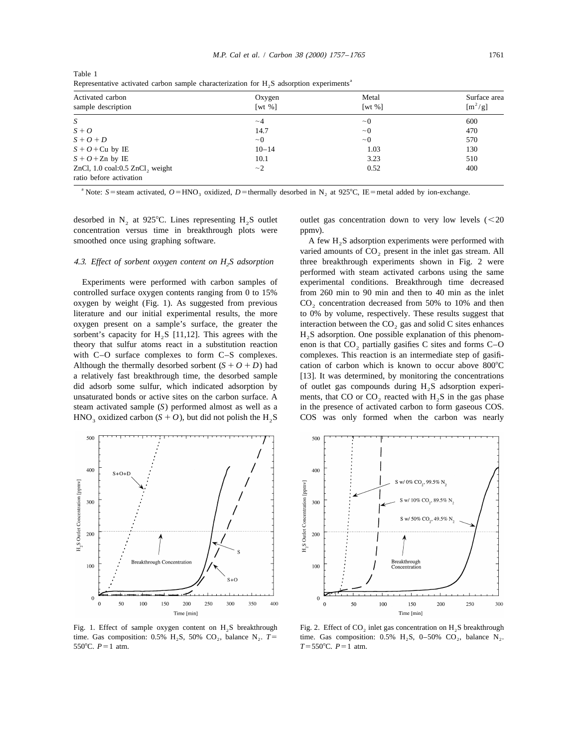Table 1
Representative activated carbon sample characterization for $H_2S$ adsorption experiments[a]

| Activated carbon sample description | Oxygen [wt %] | Metal [wt %] | Surface area [$m^2/g$] |
|---|---|---|---|
| $S$ | ~4 | ~0 | 600 |
| $S+O$ | 14.7 | ~0 | 470 |
| $S+O+D$ | ~0 | ~0 | 570 |
| $S+O+$Cu by IE | 10–14 | 1.03 | 130 |
| $S+O+$Zn by IE | 10.1 | 3.23 | 510 |
| ZnCl, 1.0 coal:0.5 $ZnCl_2$ weight ratio before activation | ~2 | 0.52 | 400 |

[a] Note: $S$ = steam activated, $O$ = $HNO_3$ oxidized, $D$ = thermally desorbed in $N_2$ at 925°C, IE = metal added by ion-exchange.

desorbed in $N_2$ at 925°C. Lines representing $H_2S$ outlet concentration versus time in breakthrough plots were smoothed once using graphing software.

### 4.3. Effect of sorbent oxygen content on $H_2S$ adsorption

Experiments were performed with carbon samples of controlled surface oxygen contents ranging from 0 to 15% oxygen by weight (Fig. 1). As suggested from previous literature and our initial experimental results, the more oxygen present on a sample's surface, the greater the sorbent's capacity for $H_2S$ [11,12]. This agrees with the theory that sulfur atoms react in a substitution reaction with C–O surface complexes to form C–S complexes. Although the thermally desorbed sorbent ($S+O+D$) had a relatively fast breakthrough time, the desorbed sample did adsorb some sulfur, which indicated adsorption by unsaturated bonds or active sites on the carbon surface. A steam activated sample ($S$) performed almost as well as a $HNO_3$ oxidized carbon ($S+O$), but did not polish the $H_2S$ outlet gas concentration down to very low levels (<20 ppmv).

A few $H_2S$ adsorption experiments were performed with varied amounts of $CO_2$ present in the inlet gas stream. All three breakthrough experiments shown in Fig. 2 were performed with steam activated carbons using the same experimental conditions. Breakthrough time decreased from 260 min to 90 min and then to 40 min as the inlet $CO_2$ concentration decreased from 50% to 10% and then to 0% by volume, respectively. These results suggest that interaction between the $CO_2$ gas and solid C sites enhances $H_2S$ adsorption. One possible explanation of this phenomenon is that $CO_2$ partially gasifies C sites and forms C–O complexes. This reaction is an intermediate step of gasification of carbon which is known to occur above 800°C [13]. It was determined, by monitoring the concentrations of outlet gas compounds during $H_2S$ adsorption experiments, that CO or $CO_2$ reacted with $H_2S$ in the gas phase in the presence of activated carbon to form gaseous COS. COS was only formed when the carbon was nearly

S+O+D
S
S+O
Breakthrough Concentration
$H_2S$ Outlet Concentration [ppmv]
Time [min]
0
100
200
300
400
500
0
50
100
150
200
250
300
350
400

Fig. 1. Effect of sample oxygen content on $H_2S$ breakthrough time. Gas composition: 0.5% $H_2S$, 50% $CO_2$, balance $N_2$. $T$ = 550°C. $P$ = 1 atm.

S w/ 0% $CO_2$, 99.5% $N_2$
S w/ 10% $CO_2$, 89.5% $N_2$
S w/ 50% $CO_2$, 49.5% $N_2$
Breakthrough Concentration
$H_2S$ Outlet Concentration [ppmv]
Time [min]
0
100
200
300
400
500
0
50
100
150
200
250
300

Fig. 2. Effect of $CO_2$ inlet gas concentration on $H_2S$ breakthrough time. Gas composition: 0.5% $H_2S$, 0–50% $CO_2$, balance $N_2$. $T$ = 550°C. $P$ = 1 atm.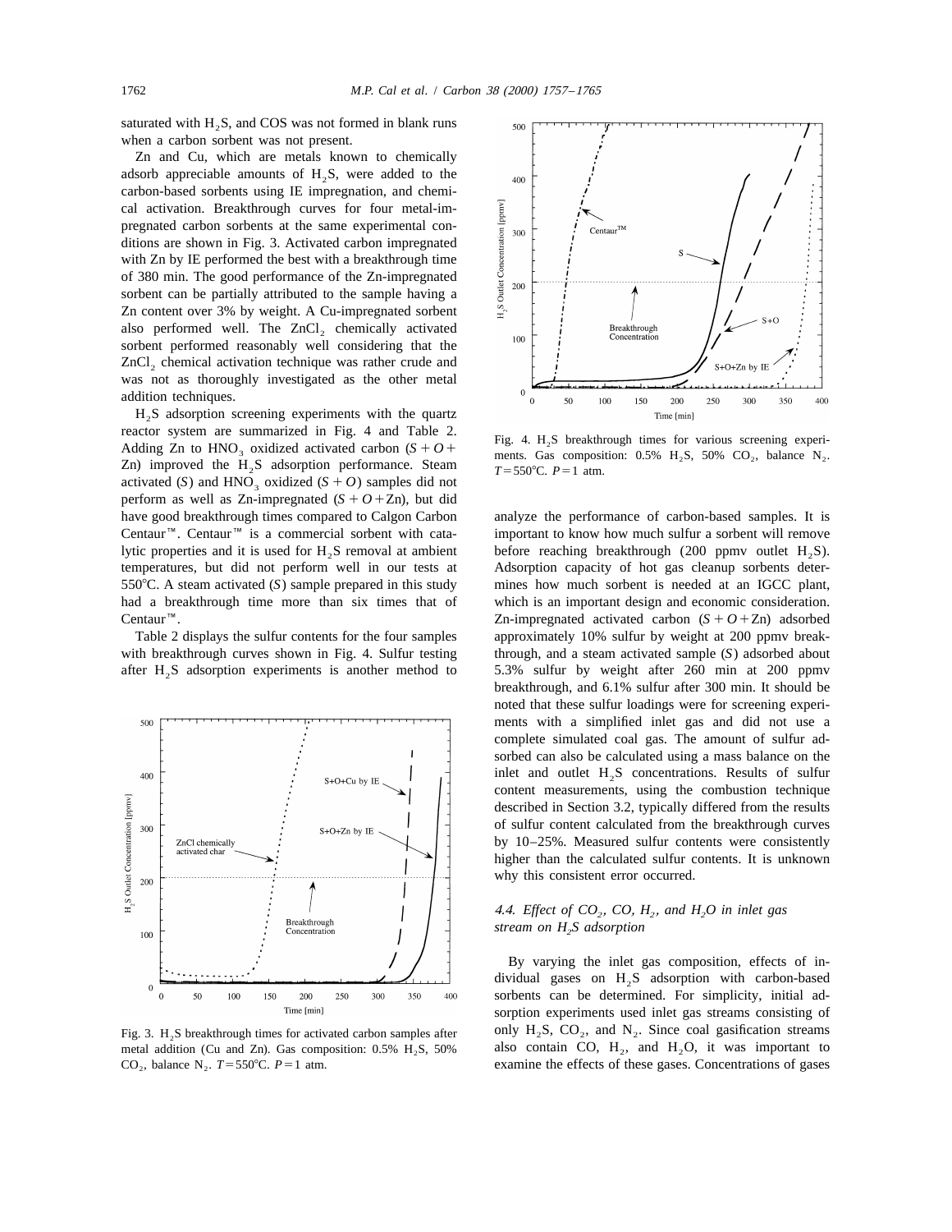saturated with $H_2S$, and COS was not formed in blank runs when a carbon sorbent was not present.

Zn and Cu, which are metals known to chemically adsorb appreciable amounts of $H_2S$, were added to the carbon-based sorbents using IE impregnation, and chemical activation. Breakthrough curves for four metal-impregnated carbon sorbents at the same experimental conditions are shown in Fig. 3. Activated carbon impregnated with Zn by IE performed the best with a breakthrough time of 380 min. The good performance of the Zn-impregnated sorbent can be partially attributed to the sample having a Zn content over 3% by weight. A Cu-impregnated sorbent also performed well. The $ZnCl_2$ chemically activated sorbent performed reasonably well considering that the $ZnCl_2$ chemical activation technique was rather crude and was not as thoroughly investigated as the other metal addition techniques.

$H_2S$ adsorption screening experiments with the quartz reactor system are summarized in Fig. 4 and Table 2. Adding Zn to $HNO_3$ oxidized activated carbon ($S+O+$Zn) improved the $H_2S$ adsorption performance. Steam activated ($S$) and $HNO_3$ oxidized ($S+O$) samples did not perform as well as Zn-impregnated ($S+O+$Zn), but did have good breakthrough times compared to Calgon Carbon Centaur™. Centaur™ is a commercial sorbent with catalytic properties and it is used for $H_2S$ removal at ambient temperatures, but did not perform well in our tests at 550°C. A steam activated ($S$) sample prepared in this study had a breakthrough time more than six times that of Centaur™.

Table 2 displays the sulfur contents for the four samples with breakthrough curves shown in Fig. 4. Sulfur testing after $H_2S$ adsorption experiments is another method to analyze the performance of carbon-based samples. It is important to know how much sulfur a sorbent will remove before reaching breakthrough (200 ppmv outlet $H_2S$). Adsorption capacity of hot gas cleanup sorbents determines how much sorbent is needed at an IGCC plant, which is an important design and economic consideration. Zn-impregnated activated carbon ($S+O+$Zn) adsorbed approximately 10% sulfur by weight at 200 ppmv breakthrough, and a steam activated sample ($S$) adsorbed about 5.3% sulfur by weight after 260 min at 200 ppmv breakthrough, and 6.1% sulfur after 300 min. It should be noted that these sulfur loadings were for screening experiments with a simplified inlet gas and did not use a complete simulated coal gas. The amount of sulfur adsorbed can also be calculated using a mass balance on the inlet and outlet $H_2S$ concentrations. Results of sulfur content measurements, using the combustion technique described in Section 3.2, typically differed from the results of sulfur content calculated from the breakthrough curves by 10–25%. Measured sulfur contents were consistently higher than the calculated sulfur contents. It is unknown why this consistent error occurred.

H2S Outlet Concentration [ppmv]
Time [min]
S+O+Cu by IE
S+O+Zn by IE
ZnCl chemically activated char
Breakthrough Concentration

Fig. 3. $H_2S$ breakthrough times for activated carbon samples after metal addition (Cu and Zn). Gas composition: 0.5% $H_2S$, 50% $CO_2$, balance $N_2$. $T=550$°C. $P=1$ atm.

H2S Outlet Concentration [ppmv]
Time [min]
Centaur™
S
S+O
Breakthrough Concentration
S+O+Zn by IE

Fig. 4. $H_2S$ breakthrough times for various screening experiments. Gas composition: 0.5% $H_2S$, 50% $CO_2$, balance $N_2$. $T=550$°C. $P=1$ atm.

### 4.4. Effect of $CO_2$, CO, $H_2$, and $H_2O$ in inlet gas stream on $H_2S$ adsorption

By varying the inlet gas composition, effects of individual gases on $H_2S$ adsorption with carbon-based sorbents can be determined. For simplicity, initial adsorption experiments used inlet gas streams consisting of only $H_2S$, $CO_2$, and $N_2$. Since coal gasification streams also contain CO, $H_2$, and $H_2O$, it was important to examine the effects of these gases. Concentrations of gases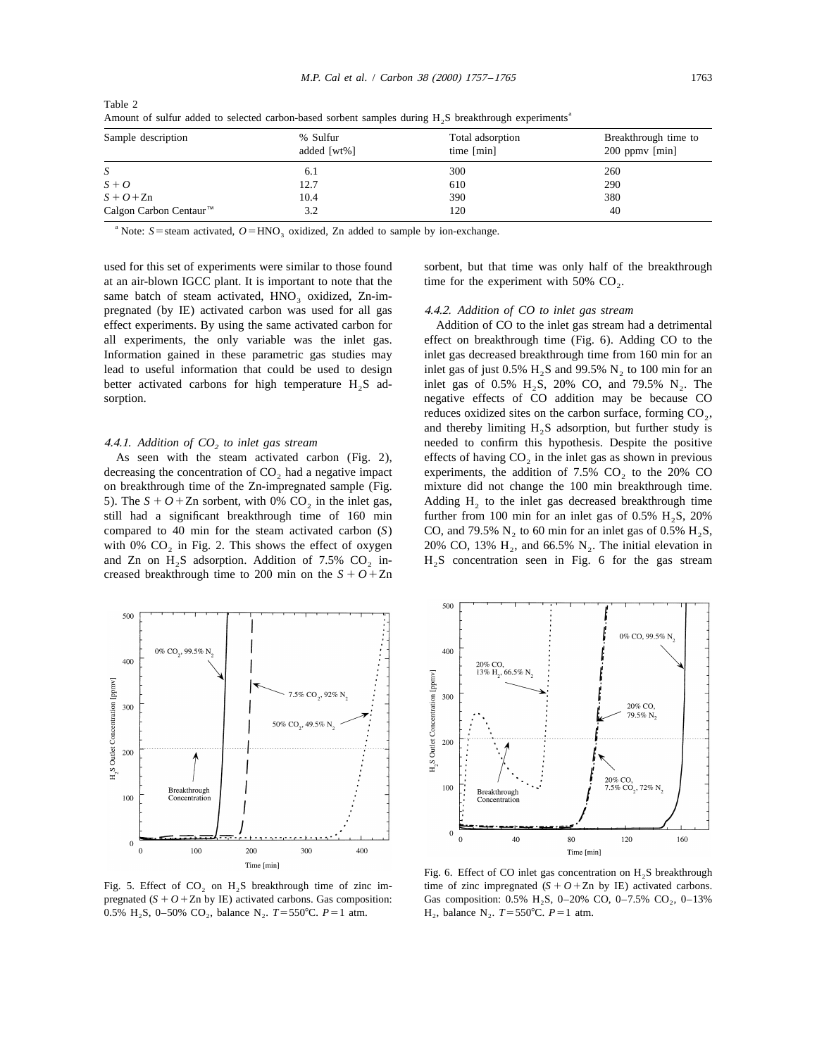Table 2
Amount of sulfur added to selected carbon-based sorbent samples during $H_2S$ breakthrough experiments[a]

| Sample description | % Sulfur added [wt%] | Total adsorption time [min] | Breakthrough time to 200 ppmv [min] |
|---|---|---|---|
| *S* | 6.1 | 300 | 260 |
| *S* + *O* | 12.7 | 610 | 290 |
| *S* + *O* + Zn | 10.4 | 390 | 380 |
| Calgon Carbon Centaur™ | 3.2 | 120 | 40 |

[a] Note: *S* = steam activated, *O* = $HNO_3$ oxidized, Zn added to sample by ion-exchange.

used for this set of experiments were similar to those found at an air-blown IGCC plant. It is important to note that the same batch of steam activated, $HNO_3$ oxidized, Zn-impregnated (by IE) activated carbon was used for all gas effect experiments. By using the same activated carbon for all experiments, the only variable was the inlet gas. Information gained in these parametric gas studies may lead to useful information that could be used to design better activated carbons for high temperature $H_2S$ adsorption.

#### *4.4.1. Addition of $CO_2$ to inlet gas stream*

As seen with the steam activated carbon (Fig. 2), decreasing the concentration of $CO_2$ had a negative impact on breakthrough time of the Zn-impregnated sample (Fig. 5). The *S* + *O* + Zn sorbent, with 0% $CO_2$ in the inlet gas, still had a significant breakthrough time of 160 min compared to 40 min for the steam activated carbon (*S*) with 0% $CO_2$ in Fig. 2. This shows the effect of oxygen and Zn on $H_2S$ adsorption. Addition of 7.5% $CO_2$ increased breakthrough time to 200 min on the *S* + *O* + Zn sorbent, but that time was only half of the breakthrough time for the experiment with 50% $CO_2$.

#### *4.4.2. Addition of CO to inlet gas stream*

Addition of CO to the inlet gas stream had a detrimental effect on breakthrough time (Fig. 6). Adding CO to the inlet gas decreased breakthrough time from 160 min for an inlet gas of just 0.5% $H_2S$ and 99.5% $N_2$ to 100 min for an inlet gas of 0.5% $H_2S$, 20% CO, and 79.5% $N_2$. The negative effects of CO addition may be because CO reduces oxidized sites on the carbon surface, forming $CO_2$, and thereby limiting $H_2S$ adsorption, but further study is needed to confirm this hypothesis. Despite the positive effects of having $CO_2$ in the inlet gas as shown in previous experiments, the addition of 7.5% $CO_2$ to the 20% CO mixture did not change the 100 min breakthrough time. Adding $H_2$ to the inlet gas decreased breakthrough time further from 100 min for an inlet gas of 0.5% $H_2S$, 20% CO, and 79.5% $N_2$ to 60 min for an inlet gas of 0.5% $H_2S$, 20% CO, 13% $H_2$, and 66.5% $N_2$. The initial elevation in $H_2S$ concentration seen in Fig. 6 for the gas stream

$H_2S$ Outlet Concentration [ppmv]
0% $CO_2$, 99.5% $N_2$
7.5% $CO_2$, 92% $N_2$
50% $CO_2$, 49.5% $N_2$
Breakthrough Concentration
Time [min]
0 100 200 300 400
0 100 200 300 400 500

Fig. 5. Effect of $CO_2$ on $H_2S$ breakthrough time of zinc impregnated (*S* + *O* + Zn by IE) activated carbons. Gas composition: 0.5% $H_2S$, 0–50% $CO_2$, balance $N_2$. *T* = 550°C. *P* = 1 atm.

$H_2S$ Outlet Concentration [ppmv]
0% CO, 99.5% $N_2$
20% CO, 13% $H_2$, 66.5% $N_2$
20% CO, 79.5% $N_2$
20% CO, 7.5% $CO_2$, 72% $N_2$
Breakthrough Concentration
Time [min]
0 40 80 120 160
0 100 200 300 400 500

Fig. 6. Effect of CO inlet gas concentration on $H_2S$ breakthrough time of zinc impregnated (*S* + *O* + Zn by IE) activated carbons. Gas composition: 0.5% $H_2S$, 0–20% CO, 0–7.5% $CO_2$, 0–13% $H_2$, balance $N_2$. *T* = 550°C. *P* = 1 atm.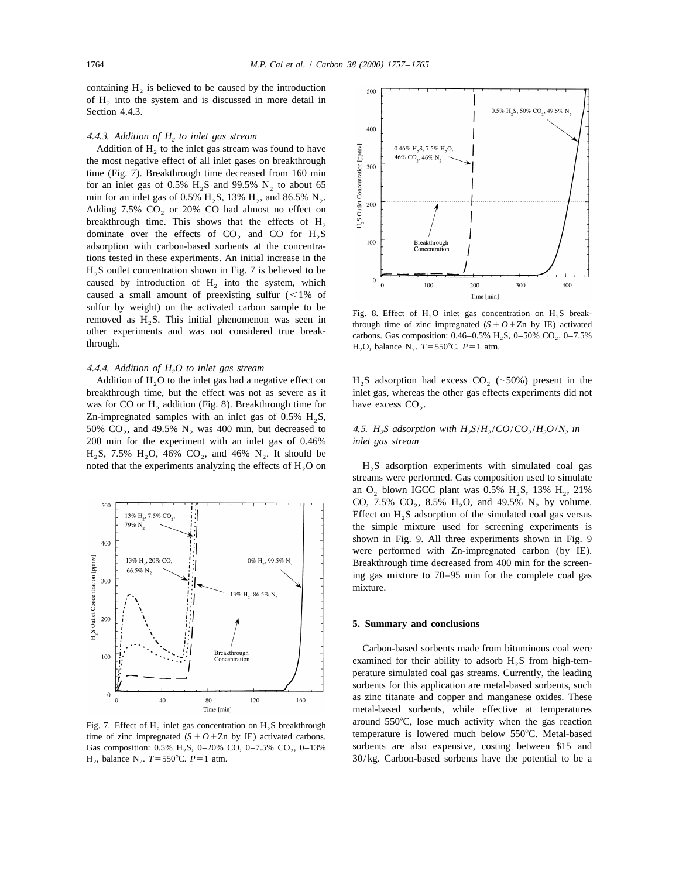containing $H_2$ is believed to be caused by the introduction of $H_2$ into the system and is discussed in more detail in Section 4.4.3.

#### *4.4.3. Addition of $H_2$ to inlet gas stream*

Addition of $H_2$ to the inlet gas stream was found to have the most negative effect of all inlet gases on breakthrough time (Fig. 7). Breakthrough time decreased from 160 min for an inlet gas of 0.5% $H_2S$ and 99.5% $N_2$ to about 65 min for an inlet gas of 0.5% $H_2S$, 13% $H_2$, and 86.5% $N_2$. Adding 7.5% $CO_2$ or 20% CO had almost no effect on breakthrough time. This shows that the effects of $H_2$ dominate over the effects of $CO_2$ and CO for $H_2S$ adsorption with carbon-based sorbents at the concentrations tested in these experiments. An initial increase in the $H_2S$ outlet concentration shown in Fig. 7 is believed to be caused by introduction of $H_2$ into the system, which caused a small amount of preexisting sulfur (<1% of sulfur by weight) on the activated carbon sample to be removed as $H_2S$. This initial phenomenon was seen in other experiments and was not considered true breakthrough.

#### *4.4.4. Addition of $H_2O$ to inlet gas stream*

Addition of $H_2O$ to the inlet gas had a negative effect on breakthrough time, but the effect was not as severe as it was for CO or $H_2$ addition (Fig. 8). Breakthrough time for Zn-impregnated samples with an inlet gas of 0.5% $H_2S$, 50% $CO_2$, and 49.5% $N_2$ was 400 min, but decreased to 200 min for the experiment with an inlet gas of 0.46% $H_2S$, 7.5% $H_2O$, 46% $CO_2$, and 46% $N_2$. It should be noted that the experiments analyzing the effects of $H_2O$ on $H_2S$ adsorption had excess $CO_2$ (~50%) present in the inlet gas, whereas the other gas effects experiments did not have excess $CO_2$.

H2S Outlet Concentration [ppmv]
Time [min]
0
40
80
120
160
500
400
300
200
100
0
13% H2, 7.5% CO2, 79% N2
13% H2, 20% CO, 66.5% N2
0% H2, 99.5% N2
13% H2, 86.5% N2
Breakthrough Concentration

Fig. 7. Effect of $H_2$ inlet gas concentration on $H_2S$ breakthrough time of zinc impregnated ($S+O+Zn$ by IE) activated carbons. Gas composition: 0.5% $H_2S$, 0–20% CO, 0–7.5% $CO_2$, 0–13% $H_2$, balance $N_2$. $T=550°C$. $P=1$ atm.

H2S Outlet Concentration [ppmv]
Time [min]
0
100
200
300
400
500
400
300
200
100
0
0.5% H2S, 50% CO2, 49.5% N2
0.46% H2S, 7.5% H2O, 46% CO2, 46% N2
Breakthrough Concentration

Fig. 8. Effect of $H_2O$ inlet gas concentration on $H_2S$ breakthrough time of zinc impregnated ($S+O+Zn$ by IE) activated carbons. Gas composition: 0.46–0.5% $H_2S$, 0–50% $CO_2$, 0–7.5% $H_2O$, balance $N_2$. $T=550°C$. $P=1$ atm.

### *4.5. $H_2S$ adsorption with $H_2S/H_2/CO/CO_2/H_2O/N_2$ in inlet gas stream*

$H_2S$ adsorption experiments with simulated coal gas streams were performed. Gas composition used to simulate an $O_2$ blown IGCC plant was 0.5% $H_2S$, 13% $H_2$, 21% CO, 7.5% $CO_2$, 8.5% $H_2O$, and 49.5% $N_2$ by volume. Effect on $H_2S$ adsorption of the simulated coal gas versus the simple mixture used for screening experiments is shown in Fig. 9. All three experiments shown in Fig. 9 were performed with Zn-impregnated carbon (by IE). Breakthrough time decreased from 400 min for the screening gas mixture to 70–95 min for the complete coal gas mixture.

## 5. Summary and conclusions

Carbon-based sorbents made from bituminous coal were examined for their ability to adsorb $H_2S$ from high-temperature simulated coal gas streams. Currently, the leading sorbents for this application are metal-based sorbents, such as zinc titanate and copper and manganese oxides. These metal-based sorbents, while effective at temperatures around 550°C, lose much activity when the gas reaction temperature is lowered much below 550°C. Metal-based sorbents are also expensive, costing between \$15 and 30/kg. Carbon-based sorbents have the potential to be a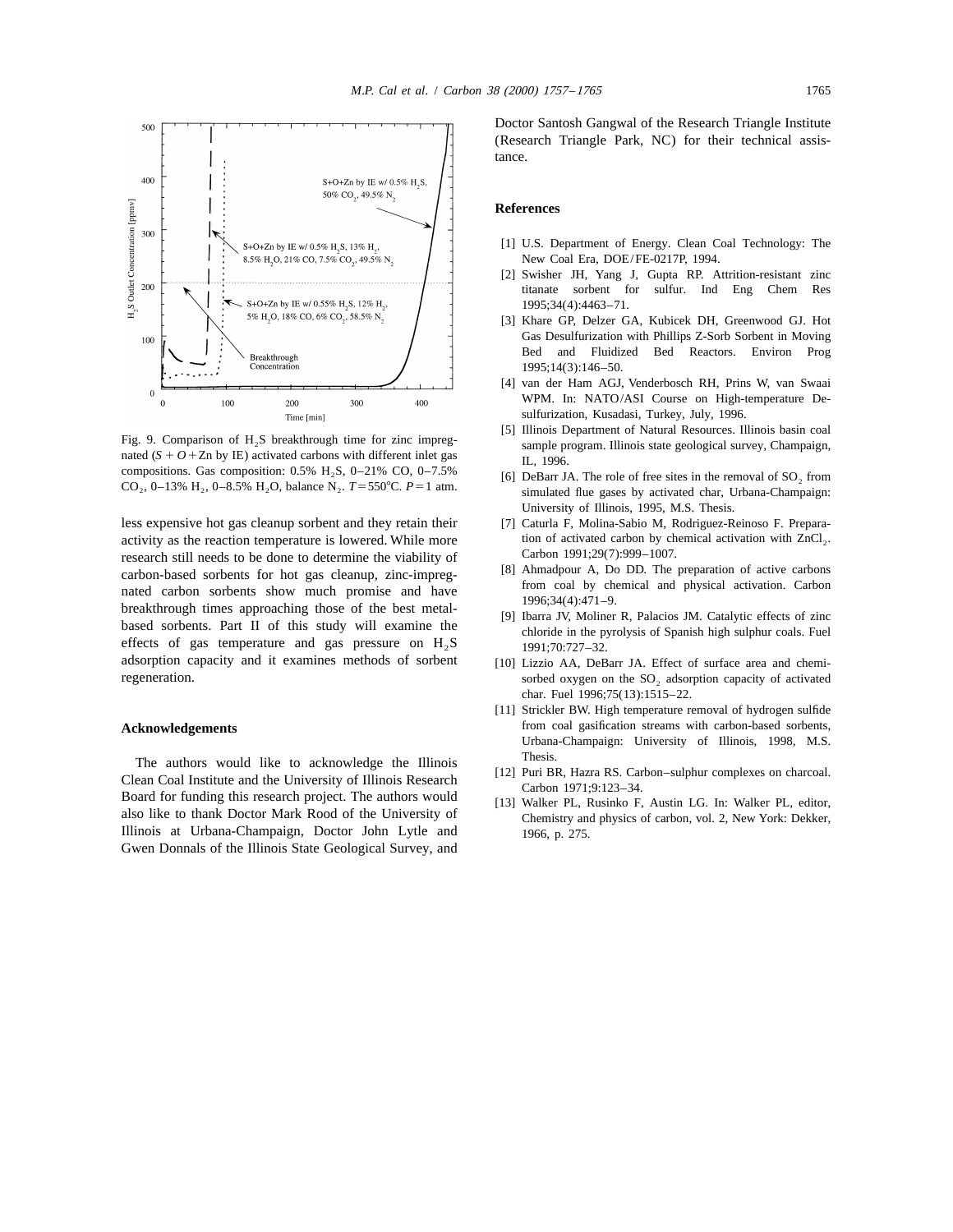H$_2$S Outlet Concentration [ppmv]

500
400
300
200
100
0

0 100 200 300 400

Time [min]

S+O+Zn by IE w/ 0.5% $H_2S$, 50% $CO_2$, 49.5% $N_2$

S+O+Zn by IE w/ 0.5% $H_2S$, 13% $H_2$, 8.5% $H_2O$, 21% CO, 7.5% $CO_2$, 49.5% $N_2$

S+O+Zn by IE w/ 0.55% $H_2S$, 12% $H_2$, 5% $H_2O$, 18% CO, 6% $CO_2$, 58.5% $N_2$

Breakthrough Concentration

Fig. 9. Comparison of $H_2S$ breakthrough time for zinc impregnated ($S+O+Zn$ by IE) activated carbons with different inlet gas compositions. Gas composition: 0.5% $H_2S$, 0–21% CO, 0–7.5% $CO_2$, 0–13% $H_2$, 0–8.5% $H_2O$, balance $N_2$. $T=550°C$. $P=1$ atm.

less expensive hot gas cleanup sorbent and they retain their activity as the reaction temperature is lowered. While more research still needs to be done to determine the viability of carbon-based sorbents for hot gas cleanup, zinc-impregnated carbon sorbents show much promise and have breakthrough times approaching those of the best metal-based sorbents. Part II of this study will examine the effects of gas temperature and gas pressure on $H_2S$ adsorption capacity and it examines methods of sorbent regeneration.

## Acknowledgements

The authors would like to acknowledge the Illinois Clean Coal Institute and the University of Illinois Research Board for funding this research project. The authors would also like to thank Doctor Mark Rood of the University of Illinois at Urbana-Champaign, Doctor John Lytle and Gwen Donnals of the Illinois State Geological Survey, and Doctor Santosh Gangwal of the Research Triangle Institute (Research Triangle Park, NC) for their technical assistance.

## References

[1] U.S. Department of Energy. Clean Coal Technology: The New Coal Era, DOE/FE-0217P, 1994.

[2] Swisher JH, Yang J, Gupta RP. Attrition-resistant zinc titanate sorbent for sulfur. Ind Eng Chem Res 1995;34(4):4463–71.

[3] Khare GP, Delzer GA, Kubicek DH, Greenwood GJ. Hot Gas Desulfurization with Phillips Z-Sorb Sorbent in Moving Bed and Fluidized Bed Reactors. Environ Prog 1995;14(3):146–50.

[4] van der Ham AGJ, Venderbosch RH, Prins W, van Swaai WPM. In: NATO/ASI Course on High-temperature Desulfurization, Kusadasi, Turkey, July, 1996.

[5] Illinois Department of Natural Resources. Illinois basin coal sample program. Illinois state geological survey, Champaign, IL, 1996.

[6] DeBarr JA. The role of free sites in the removal of $SO_2$ from simulated flue gases by activated char, Urbana-Champaign: University of Illinois, 1995, M.S. Thesis.

[7] Caturla F, Molina-Sabio M, Rodriguez-Reinoso F. Preparation of activated carbon by chemical activation with $ZnCl_2$. Carbon 1991;29(7):999–1007.

[8] Ahmadpour A, Do DD. The preparation of active carbons from coal by chemical and physical activation. Carbon 1996;34(4):471–9.

[9] Ibarra JV, Moliner R, Palacios JM. Catalytic effects of zinc chloride in the pyrolysis of Spanish high sulphur coals. Fuel 1991;70:727–32.

[10] Lizzio AA, DeBarr JA. Effect of surface area and chemisorbed oxygen on the $SO_2$ adsorption capacity of activated char. Fuel 1996;75(13):1515–22.

[11] Strickler BW. High temperature removal of hydrogen sulfide from coal gasification streams with carbon-based sorbents, Urbana-Champaign: University of Illinois, 1998, M.S. Thesis.

[12] Puri BR, Hazra RS. Carbon–sulphur complexes on charcoal. Carbon 1971;9:123–34.

[13] Walker PL, Rusinko F, Austin LG. In: Walker PL, editor, Chemistry and physics of carbon, vol. 2, New York: Dekker, 1966, p. 275.